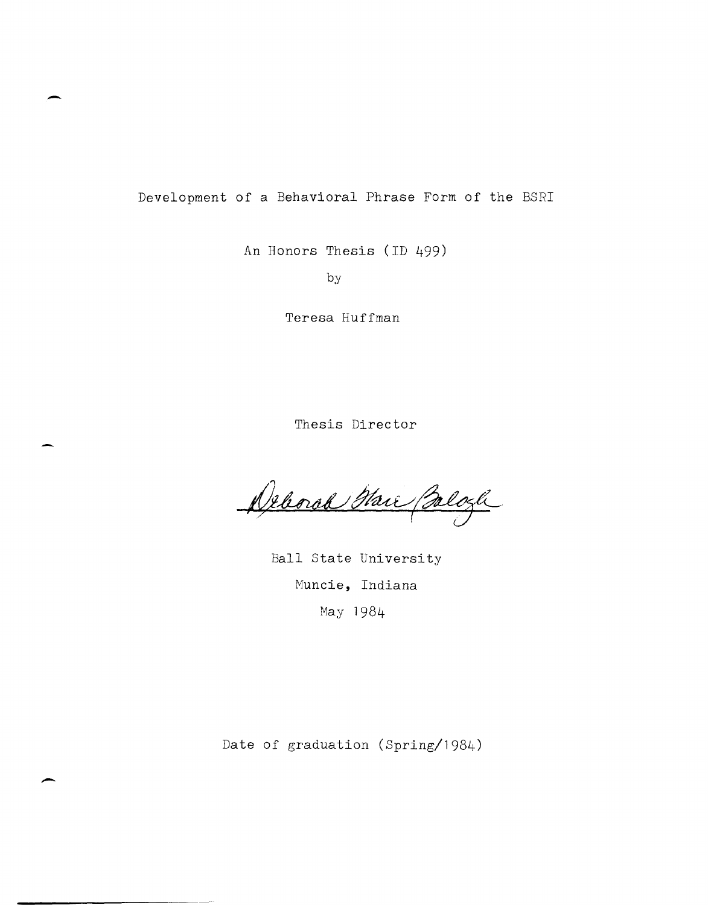# Development of a Behavioral Phrase Form of the BSRI

An Honors Thesis (ID 499)

by

Teresa Huffman

Thesis Director

Deborah Ware Balogh

Ball State University

Muncie, Indiana

May 1984

Date of graduation (Spring/1984)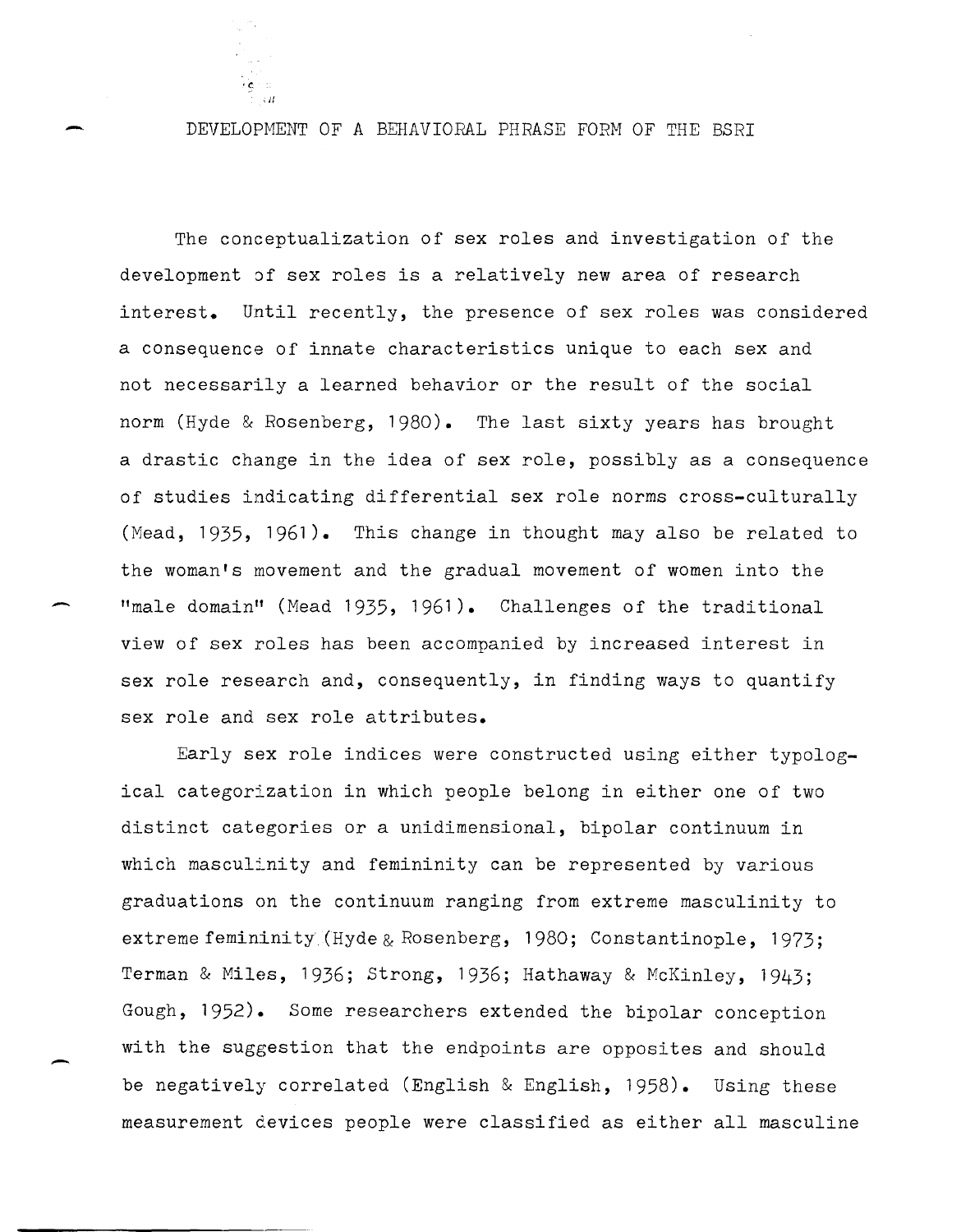# DEVELOPMENT OF A BEHAVIORAL PHRASE FORM OF THE BSRI

The conceptualization of sex roles and investigation of the development of sex roles is a relatively new area of research interest. Until recently, the presence of sex roles was considered a consequence of innate characteristics unique to each sex and not necessarily a learned behavior or the result of the social norm (Hyde & Rosenberg, 1980). The last sixty years has brought a drastic change in the idea of sex role, possibly as a consequence of studies indicating differential sex role norms cross-culturally (Mead, 1935, 1961). This change in thought may also be related to the woman's movement and the gradual movement of women into the "male domain" (Mead 1935, 1961). Challenges of the traditional view of sex roles has been accompanied by increased interest in sex role research and, consequently, in finding ways to quantify sex role and sex role attributes.

Early sex role indices were constructed using either typological categorization in which people belong in either one of two distinct categories or a unidimensional, bipolar continuum in which masculinity and femininity can be represented by various graduations on the continuum ranging from extreme masculinity to extreme femininity (Hyde & Rosenberg, 1980; Constantinople, 1973; Terman & Miles, 1936; Strong, 1936; Hathaway & McKinley, 1943; Gough, 1952). Some researchers extended the bipolar conception with the suggestion that the endpoints are opposites and should be negatively correlated (English & English, 1958). Using these measurement devices people were classified as either all masculine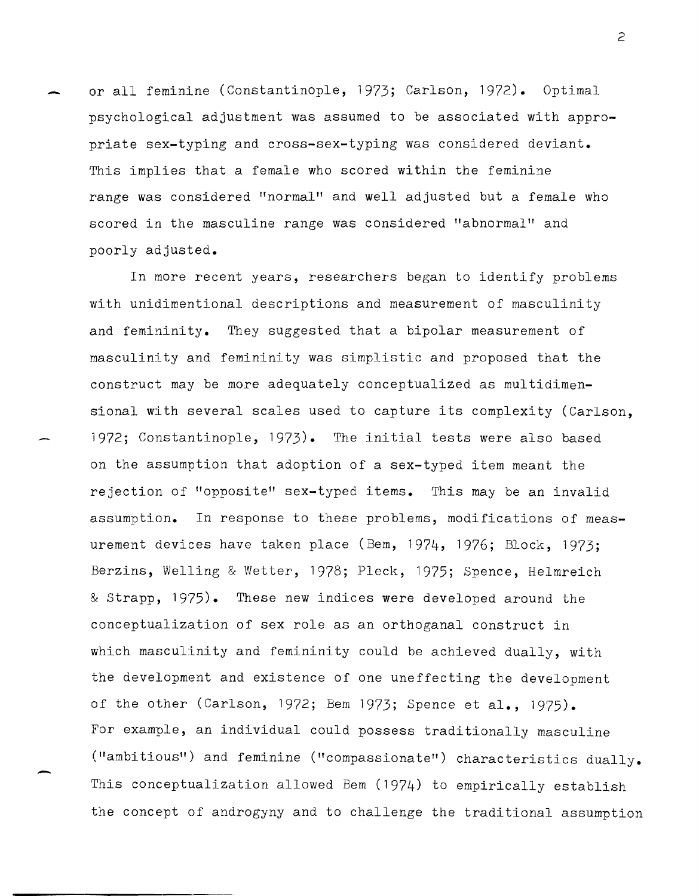or all feminine (Constantinople, 1973; Carlson, 1972). Optimal psychological adjustment was assumed to be associated with appropriate sex-typing and cross-sex-typing was considered deviant. This implies that a female who scored within the feminine range was considered "normal" and well adjusted but a female who scored in the masculine range was considered "abnormal" and poorly adjusted.

In more recent years, researchers began to identify problems with unidimentional descriptions and measurement of masculinity and femininity. They suggested that a bipolar measurement of masculinity and femininity was simplistic and proposed that the construct may be more adequately conceptualized as multidimensional with several scales used to capture its complexity (Carlson, 1972; Constantinople, 1973). The initial tests were also based on the assumption that adoption of a sex-typed item meant the rejection of "opposite" sex-typed items. This may be an invalid assumption. In response to these problems, modifications of measurement devices have taken place (Bem, 1974, 1976; Block, 1973; Berzins, Welling & Wetter, 1978; Pleck, 1975; Spence, Helmreich & Strapp, 1975). These new indices were developed around the conceptualization of sex role as an orthoganal construct in which masculinity and femininity could be achieved dually, with the development and existence of one uneffecting the development of the other (Carlson, 1972; Bem 1973; Spence et al., 1975). For example, an individual could possess traditionally masculine ("ambitious") and feminine ("compassionate") characteristics dually. This conceptualization allowed Bem (1974) to empirically establish the concept of androgyny and to challenge the traditional assumption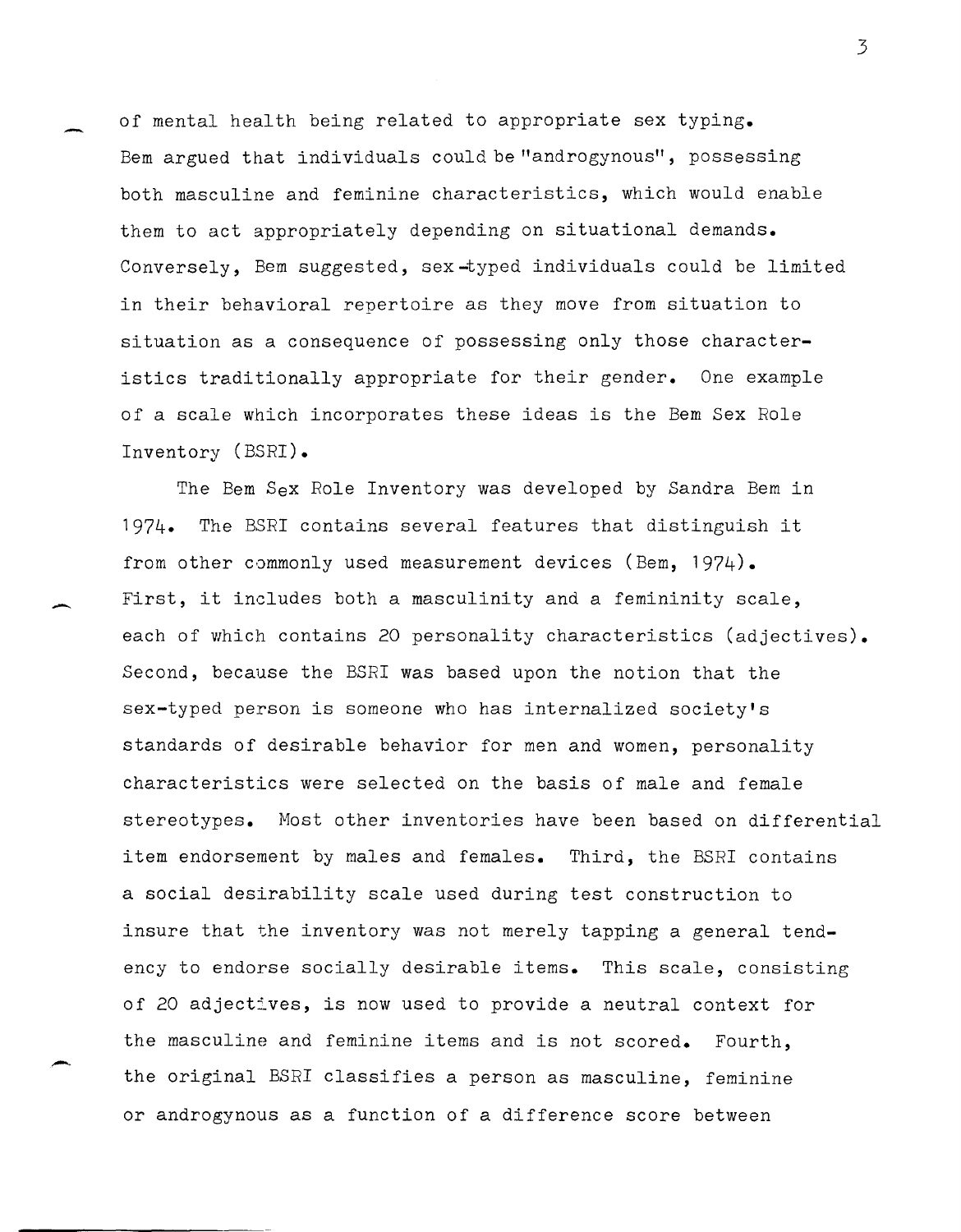of mental health being related to appropriate sex typing. Bem argued that individuals could be "androgynous", possessing both masculine and feminine characteristics, which would enable them to act appropriately depending on situational demands. Conversely, Bem suggested, sex-typed individuals could be limited in their behavioral repertoire as they move from situation to situation as a consequence of possessing only those characteristics traditionally appropriate for their gender. One example of a scale which incorporates these ideas is the Bem Sex Role Inventory (BSRI).

The Bem Sex Role Inventory was developed by Sandra Bem in 1974. The BSRI contains several features that distinguish it from other commonly used measurement devices (Bem, 1974). First, it includes both a masculinity and a femininity scale, each of which contains 20 personality characteristics (adjectives). Second, because the BSRI was based upon the notion that the sex-typed person is someone who has internalized society's standards of desirable behavior for men and women, personality characteristics were selected on the basis of male and female stereotypes. Most other inventories have been based on differential item endorsement by males and females. Third, the BSRI contains a social desirability scale used during test construction to insure that the inventory was not merely tapping a general tendency to endorse socially desirable items. This scale, consisting of 20 adjectives, is now used to provide a neutral context for the masculine and feminine items and is not scored. Fourth, the original BSRI classifies a person as masculine, feminine or androgynous as a function of a difference score between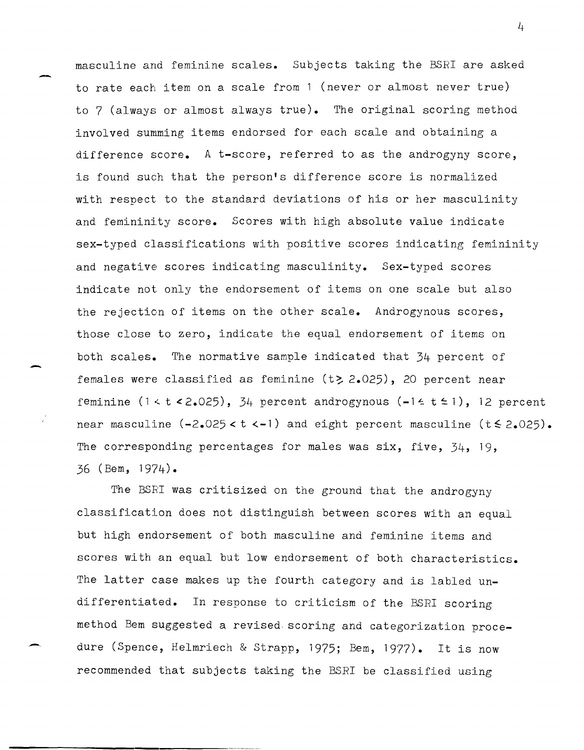masculine and feminine scales. Subjects taking the BSRI are asked to rate each item on a scale from 1 (never or almost never true) to 7 (always or almost always true). The original scoring method involved summing items endorsed for each scale and obtaining a difference score. A t-score, referred to as the androgyny score, is found such that the person's difference score is normalized with respect to the standard deviations of his or her masculinity and femininity score. Scores with high absolute value indicate sex-typed classifications with positive scores indicating femininity and negative scores indicating masculinity. Sex-typed scores indicate not only the endorsement of items on one scale but also the rejection of items on the other scale. Androgynous scores, those close to zero, indicate the equal endorsement of items on both scales. The normative sample indicated that 34 percent of females were classified as feminine ($t \geq 2.025$), 20 percent near feminine ($1 < t < 2.025$), 34 percent androgynous ($-1 \leq t \leq 1$), 12 percent near masculine ($-2.025 < t < -1$) and eight percent masculine ($t \leq 2.025$). The corresponding percentages for males was six, five, 34, 19, 36 (Bem, 1974).

The BSRI was critisized on the ground that the androgyny classification does not distinguish between scores with an equal but high endorsement of both masculine and feminine items and scores with an equal but low endorsement of both characteristics. The latter case makes up the fourth category and is labled undifferentiated. In response to criticism of the BSRI scoring method Bem suggested a revised scoring and categorization procedure (Spence, Helmriech & Strapp, 1975; Bem, 1977). It is now recommended that subjects taking the BSRI be classified using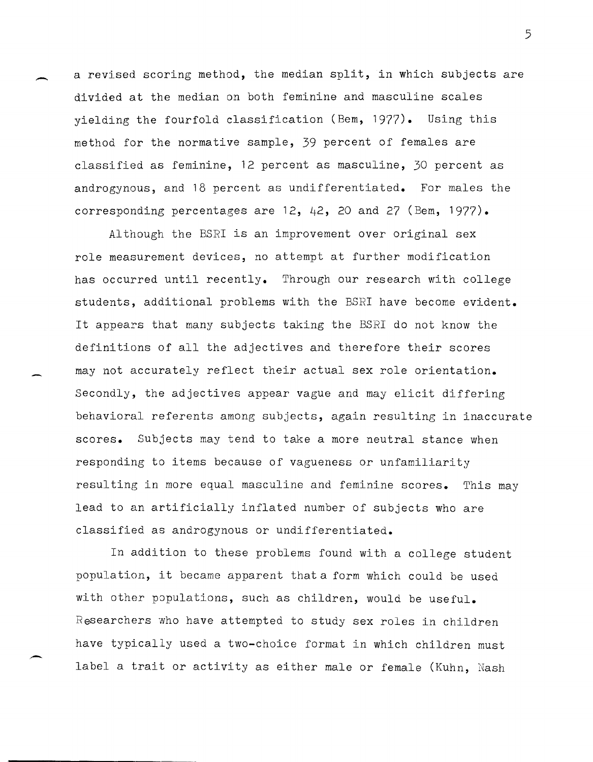a revised scoring method, the median split, in which subjects are divided at the median on both feminine and masculine scales yielding the fourfold classification (Bem, 1977). Using this method for the normative sample, 39 percent of females are classified as feminine, 12 percent as masculine, 30 percent as androgynous, and 18 percent as undifferentiated. For males the corresponding percentages are 12, 42, 20 and 27 (Bem, 1977).

Although the BSRI is an improvement over original sex role measurement devices, no attempt at further modification has occurred until recently. Through our research with college students, additional problems with the BSRI have become evident. It appears that many subjects taking the BSRI do not know the definitions of all the adjectives and therefore their scores may not accurately reflect their actual sex role orientation. Secondly, the adjectives appear vague and may elicit differing behavioral referents among subjects, again resulting in inaccurate scores. Subjects may tend to take a more neutral stance when responding to items because of vagueness or unfamiliarity resulting in more equal masculine and feminine scores. This may lead to an artificially inflated number of subjects who are classified as androgynous or undifferentiated.

In addition to these problems found with a college student population, it became apparent that a form which could be used with other populations, such as children, would be useful. Researchers who have attempted to study sex roles in children have typically used a two-choice format in which children must label a trait or activity as either male or female (Kuhn, Nash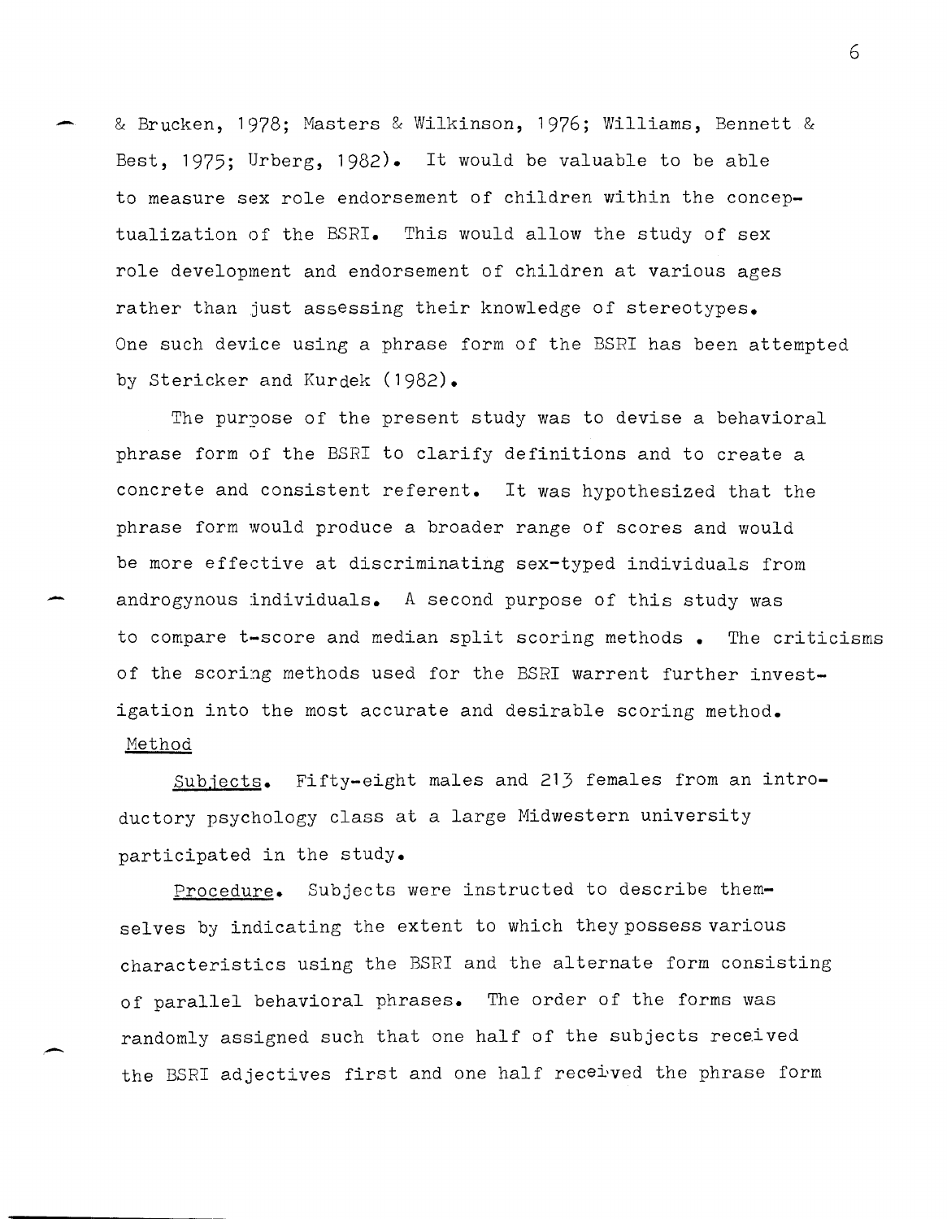& Brucken, 1978; Masters & Wilkinson, 1976; Williams, Bennett & Best, 1975; Urberg, 1982). It would be valuable to be able to measure sex role endorsement of children within the conceptualization of the BSRI. This would allow the study of sex role development and endorsement of children at various ages rather than just assessing their knowledge of stereotypes. One such device using a phrase form of the BSRI has been attempted by Stericker and Kurdek (1982).

The purpose of the present study was to devise a behavioral phrase form of the BSRI to clarify definitions and to create a concrete and consistent referent. It was hypothesized that the phrase form would produce a broader range of scores and would be more effective at discriminating sex-typed individuals from androgynous individuals. A second purpose of this study was to compare t-score and median split scoring methods . The criticisms of the scoring methods used for the BSRI warrent further investigation into the most accurate and desirable scoring method.

## Method

Subjects. Fifty-eight males and 213 females from an introductory psychology class at a large Midwestern university participated in the study.

Procedure. Subjects were instructed to describe themselves by indicating the extent to which they possess various characteristics using the BSRI and the alternate form consisting of parallel behavioral phrases. The order of the forms was randomly assigned such that one half of the subjects received the BSRI adjectives first and one half received the phrase form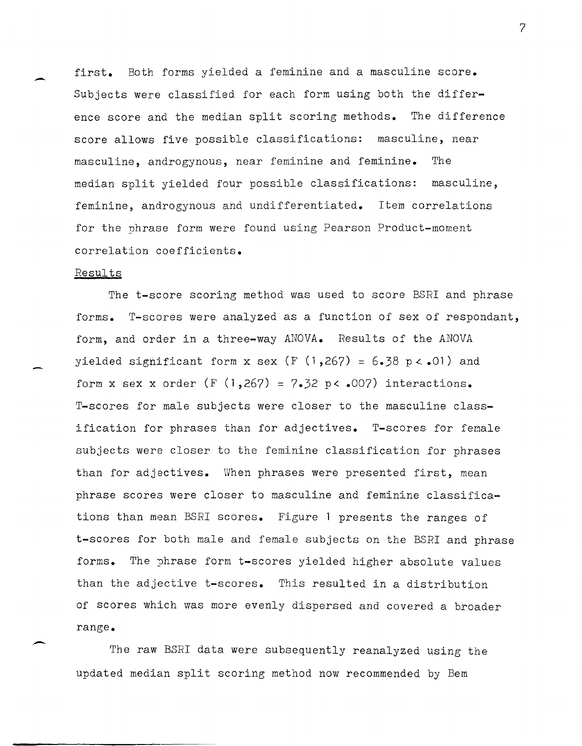first. Both forms yielded a feminine and a masculine score. Subjects were classified for each form using both the difference score and the median split scoring methods. The difference score allows five possible classifications: masculine, near masculine, androgynous, near feminine and feminine. The median split yielded four possible classifications: masculine, feminine, androgynous and undifferentiated. Item correlations for the phrase form were found using Pearson Product-moment correlation coefficients.

## Results

The t-score scoring method was used to score BSRI and phrase forms. T-scores were analyzed as a function of sex of respondant, form, and order in a three-way ANOVA. Results of the ANOVA yielded significant form x sex ($F\ (1,267) = 6.38\ p < .01$) and form x sex x order ($F\ (1,267) = 7.32\ p < .007$) interactions. T-scores for male subjects were closer to the masculine classification for phrases than for adjectives. T-scores for female subjects were closer to the feminine classification for phrases than for adjectives. When phrases were presented first, mean phrase scores were closer to masculine and feminine classifications than mean BSRI scores. Figure 1 presents the ranges of t-scores for both male and female subjects on the BSRI and phrase forms. The phrase form t-scores yielded higher absolute values than the adjective t-scores. This resulted in a distribution of scores which was more evenly dispersed and covered a broader range.

The raw BSRI data were subsequently reanalyzed using the updated median split scoring method now recommended by Bem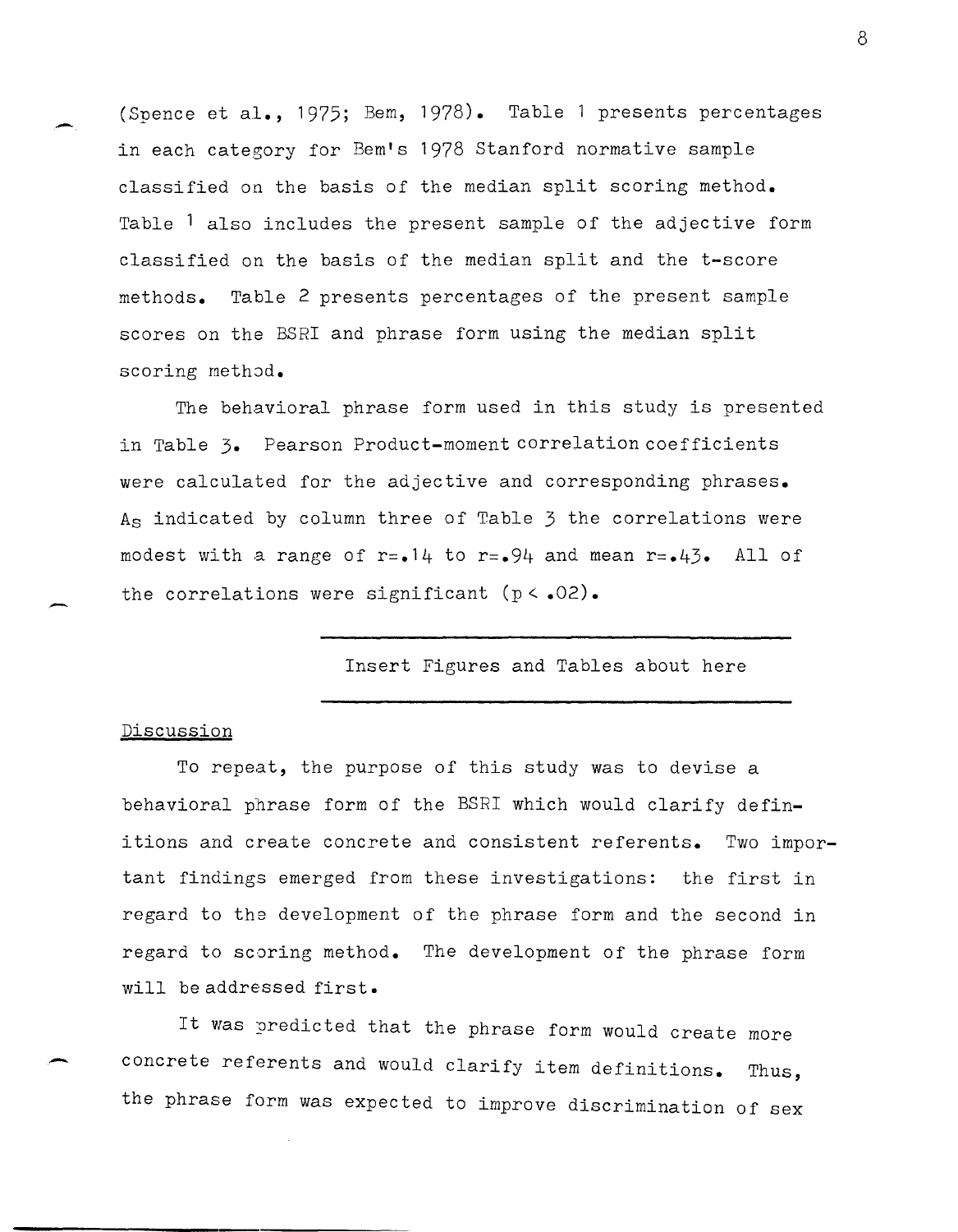(Spence et al., 1975; Bem, 1978). Table 1 presents percentages in each category for Bem's 1978 Stanford normative sample classified on the basis of the median split scoring method. Table 1 also includes the present sample of the adjective form classified on the basis of the median split and the t-score methods. Table 2 presents percentages of the present sample scores on the BSRI and phrase form using the median split scoring method.

The behavioral phrase form used in this study is presented in Table 3. Pearson Product-moment correlation coefficients were calculated for the adjective and corresponding phrases. As indicated by column three of Table 3 the correlations were modest with a range of $r=.14$ to $r=.94$ and mean $r=.43$. All of the correlations were significant ($p < .02$).

---

Insert Figures and Tables about here

---

## Discussion

To repeat, the purpose of this study was to devise a behavioral phrase form of the BSRI which would clarify definitions and create concrete and consistent referents. Two important findings emerged from these investigations: the first in regard to the development of the phrase form and the second in regard to scoring method. The development of the phrase form will be addressed first.

It was predicted that the phrase form would create more concrete referents and would clarify item definitions. Thus, the phrase form was expected to improve discrimination of sex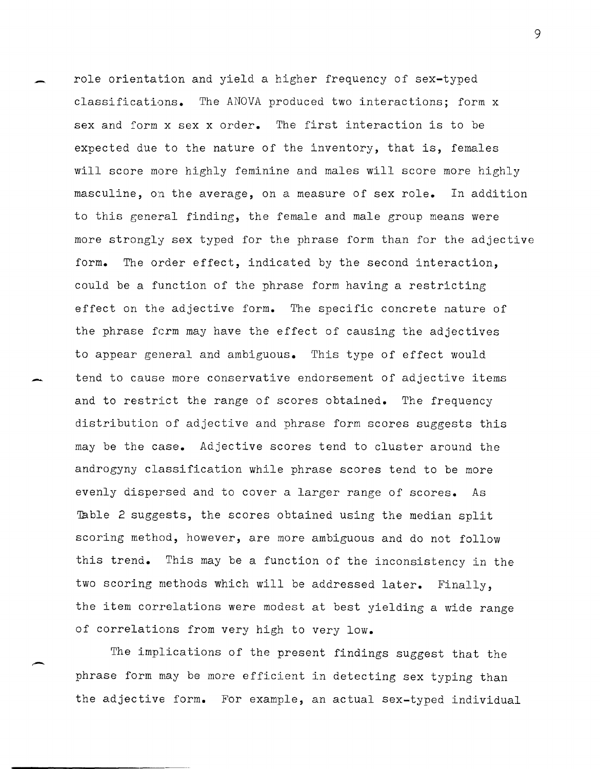role orientation and yield a higher frequency of sex-typed classifications. The ANOVA produced two interactions; form x sex and form x sex x order. The first interaction is to be expected due to the nature of the inventory, that is, females will score more highly feminine and males will score more highly masculine, on the average, on a measure of sex role. In addition to this general finding, the female and male group means were more strongly sex typed for the phrase form than for the adjective form. The order effect, indicated by the second interaction, could be a function of the phrase form having a restricting effect on the adjective form. The specific concrete nature of the phrase form may have the effect of causing the adjectives to appear general and ambiguous. This type of effect would tend to cause more conservative endorsement of adjective items and to restrict the range of scores obtained. The frequency distribution of adjective and phrase form scores suggests this may be the case. Adjective scores tend to cluster around the androgyny classification while phrase scores tend to be more evenly dispersed and to cover a larger range of scores. As Table 2 suggests, the scores obtained using the median split scoring method, however, are more ambiguous and do not follow this trend. This may be a function of the inconsistency in the two scoring methods which will be addressed later. Finally, the item correlations were modest at best yielding a wide range of correlations from very high to very low.

The implications of the present findings suggest that the phrase form may be more efficient in detecting sex typing than the adjective form. For example, an actual sex-typed individual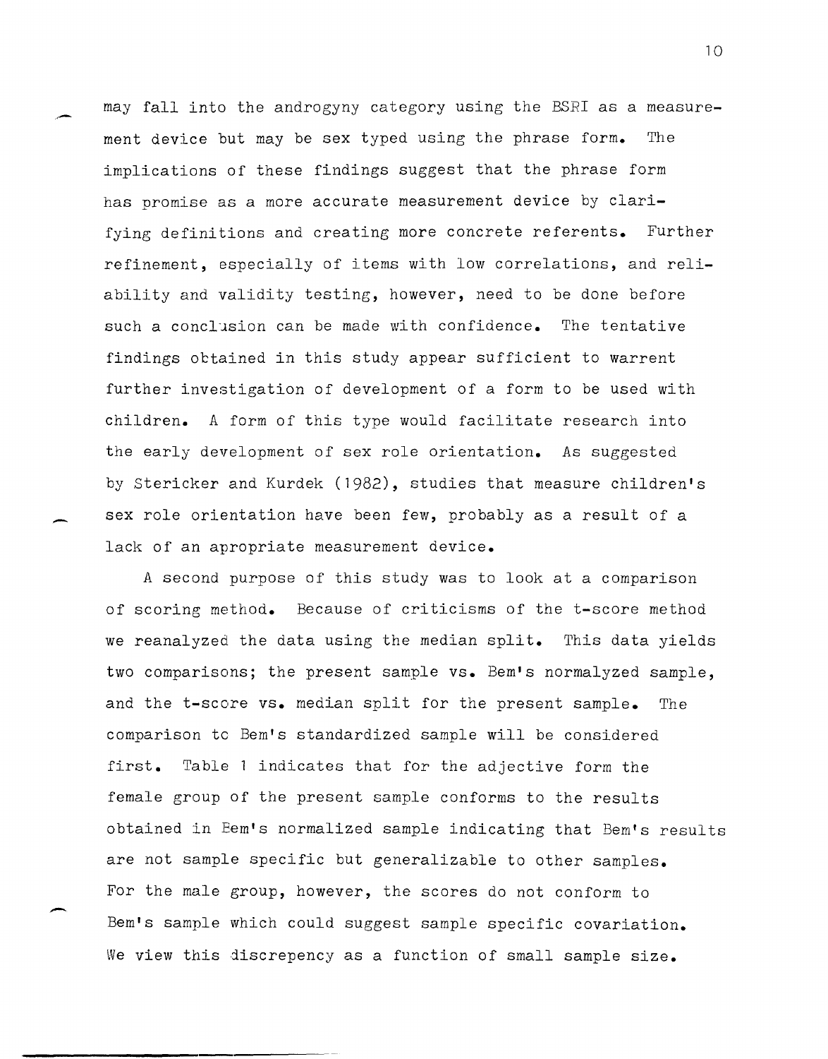may fall into the androgyny category using the BSRI as a measurement device but may be sex typed using the phrase form. The implications of these findings suggest that the phrase form has promise as a more accurate measurement device by clarifying definitions and creating more concrete referents. Further refinement, especially of items with low correlations, and reliability and validity testing, however, need to be done before such a conclusion can be made with confidence. The tentative findings obtained in this study appear sufficient to warrent further investigation of development of a form to be used with children. A form of this type would facilitate research into the early development of sex role orientation. As suggested by Stericker and Kurdek (1982), studies that measure children's sex role orientation have been few, probably as a result of a lack of an apropriate measurement device.

A second purpose of this study was to look at a comparison of scoring method. Because of criticisms of the t-score method we reanalyzed the data using the median split. This data yields two comparisons; the present sample vs. Bem's normalyzed sample, and the t-score vs. median split for the present sample. The comparison tc Bem's standardized sample will be considered first. Table 1 indicates that for the adjective form the female group of the present sample conforms to the results obtained in Bem's normalized sample indicating that Bem's results are not sample specific but generalizable to other samples. For the male group, however, the scores do not conform to Bem's sample which could suggest sample specific covariation. We view this discrepency as a function of small sample size.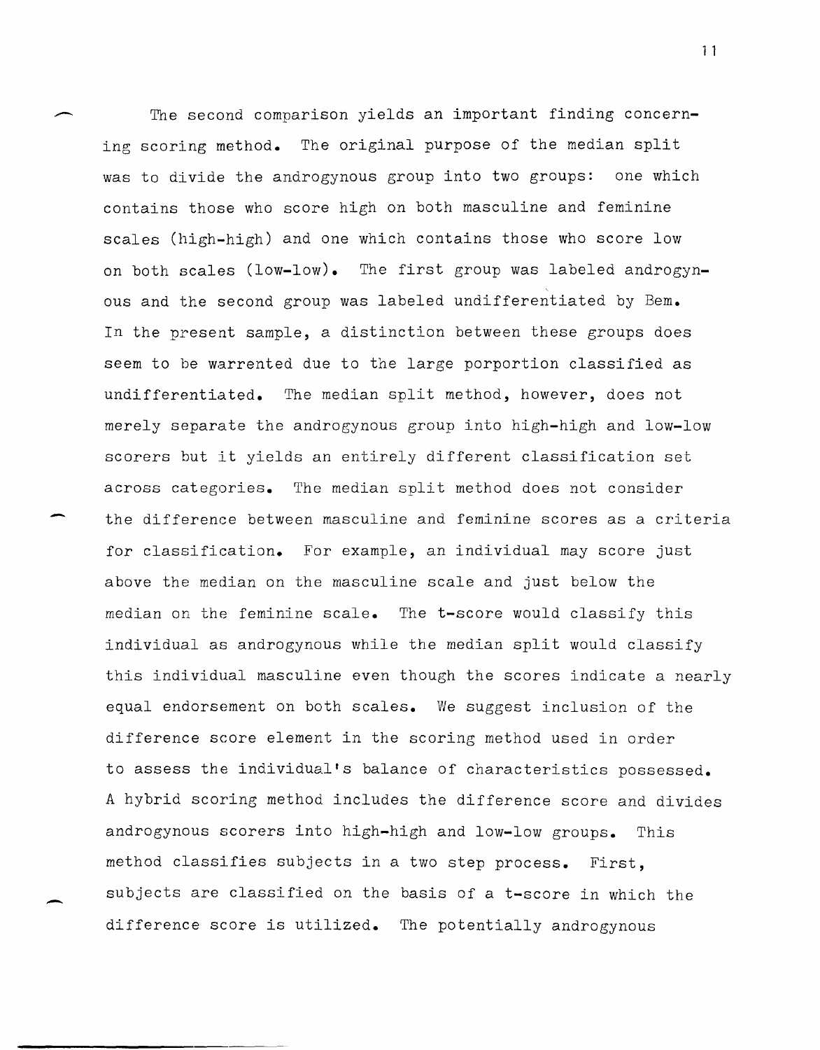The second comparison yields an important finding concerning scoring method. The original purpose of the median split was to divide the androgynous group into two groups: one which contains those who score high on both masculine and feminine scales (high-high) and one which contains those who score low on both scales (low-low). The first group was labeled androgynous and the second group was labeled undifferentiated by Bem. In the present sample, a distinction between these groups does seem to be warrented due to the large porportion classified as undifferentiated. The median split method, however, does not merely separate the androgynous group into high-high and low-low scorers but it yields an entirely different classification set across categories. The median split method does not consider the difference between masculine and feminine scores as a criteria for classification. For example, an individual may score just above the median on the masculine scale and just below the median on the feminine scale. The t-score would classify this individual as androgynous while the median split would classify this individual masculine even though the scores indicate a nearly equal endorsement on both scales. We suggest inclusion of the difference score element in the scoring method used in order to assess the individual's balance of characteristics possessed. A hybrid scoring method includes the difference score and divides androgynous scorers into high-high and low-low groups. This method classifies subjects in a two step process. First, subjects are classified on the basis of a t-score in which the difference score is utilized. The potentially androgynous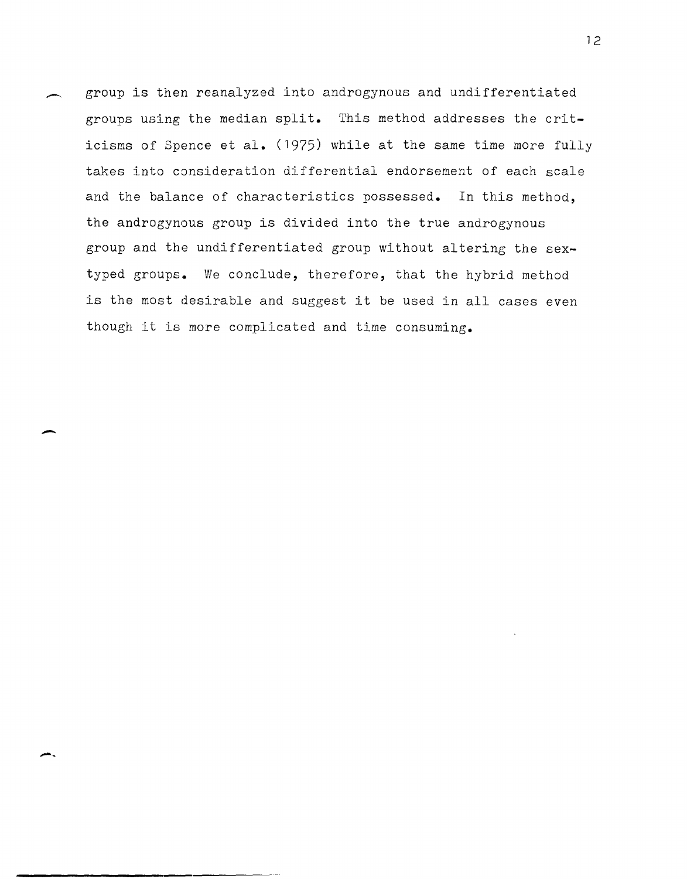group is then reanalyzed into androgynous and undifferentiated groups using the median split. This method addresses the criticisms of Spence et al. (1975) while at the same time more fully takes into consideration differential endorsement of each scale and the balance of characteristics possessed. In this method, the androgynous group is divided into the true androgynous group and the undifferentiated group without altering the sex-typed groups. We conclude, therefore, that the hybrid method is the most desirable and suggest it be used in all cases even though it is more complicated and time consuming.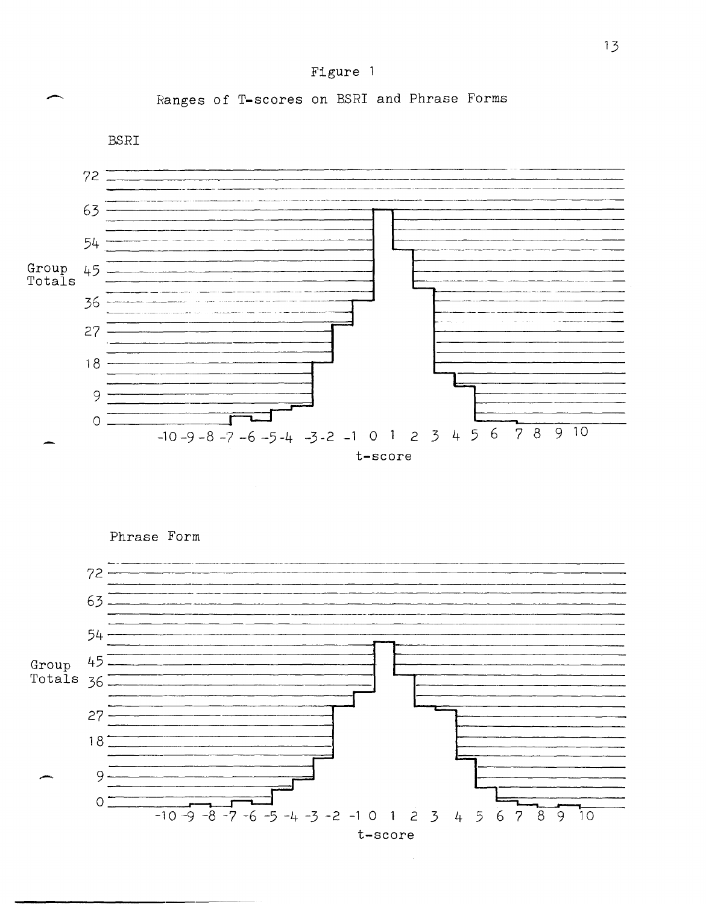Figure 1

Ranges of T-scores on BSRI and Phrase Forms

BSRI

Group Totals

72
63
54
45
36
27
18
9
0

-10 -9 -8 -7 -6 -5 -4 -3 -2 -1 0 1 2 3 4 5 6 7 8 9 10

t-score

Phrase Form

Group Totals

72
63
54
45
36
27
18
9
0

-10 -9 -8 -7 -6 -5 -4 -3 -2 -1 0 1 2 3 4 5 6 7 8 9 10

t-score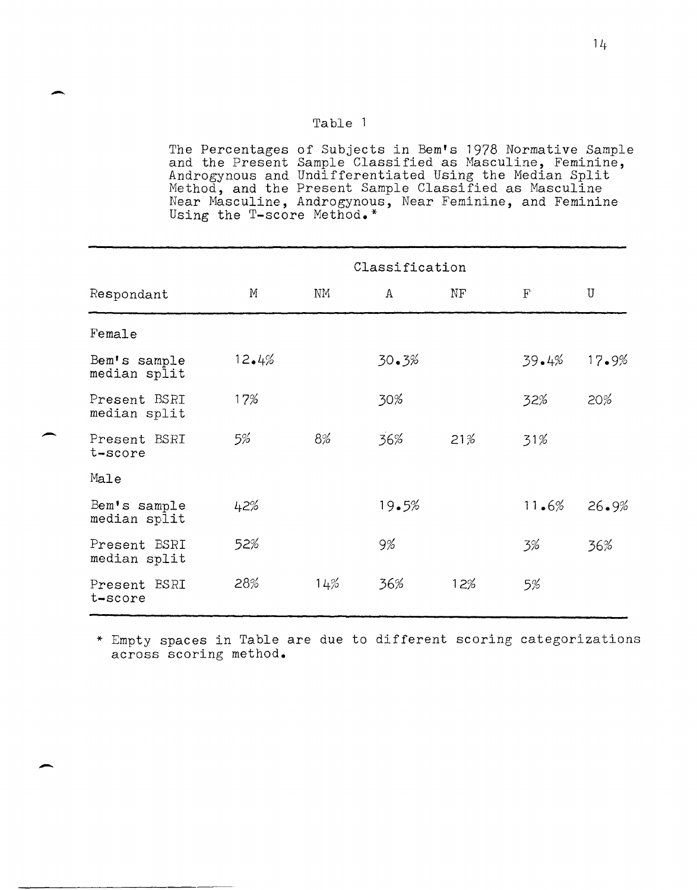Table 1

The Percentages of Subjects in Bem's 1978 Normative Sample and the Present Sample Classified as Masculine, Feminine, Androgynous and Undifferentiated Using the Median Split Method, and the Present Sample Classified as Masculine Near Masculine, Androgynous, Near Feminine, and Feminine Using the T-score Method.*

| | Classification | | | | | |
|---|---|---|---|---|---|---|
| Respondant | M | NM | A | NF | F | U |
| Female | | | | | | |
| Bem's sample median split | 12.4% | | 30.3% | | 39.4% | 17.9% |
| Present BSRI median split | 17% | | 30% | | 32% | 20% |
| Present BSRI t-score | 5% | 8% | 36% | 21% | 31% | |
| Male | | | | | | |
| Bem's sample median split | 42% | | 19.5% | | 11.6% | 26.9% |
| Present BSRI median split | 52% | | 9% | | 3% | 36% |
| Present BSRI t-score | 28% | 14% | 36% | 12% | 5% | |

\* Empty spaces in Table are due to different scoring categorizations across scoring method.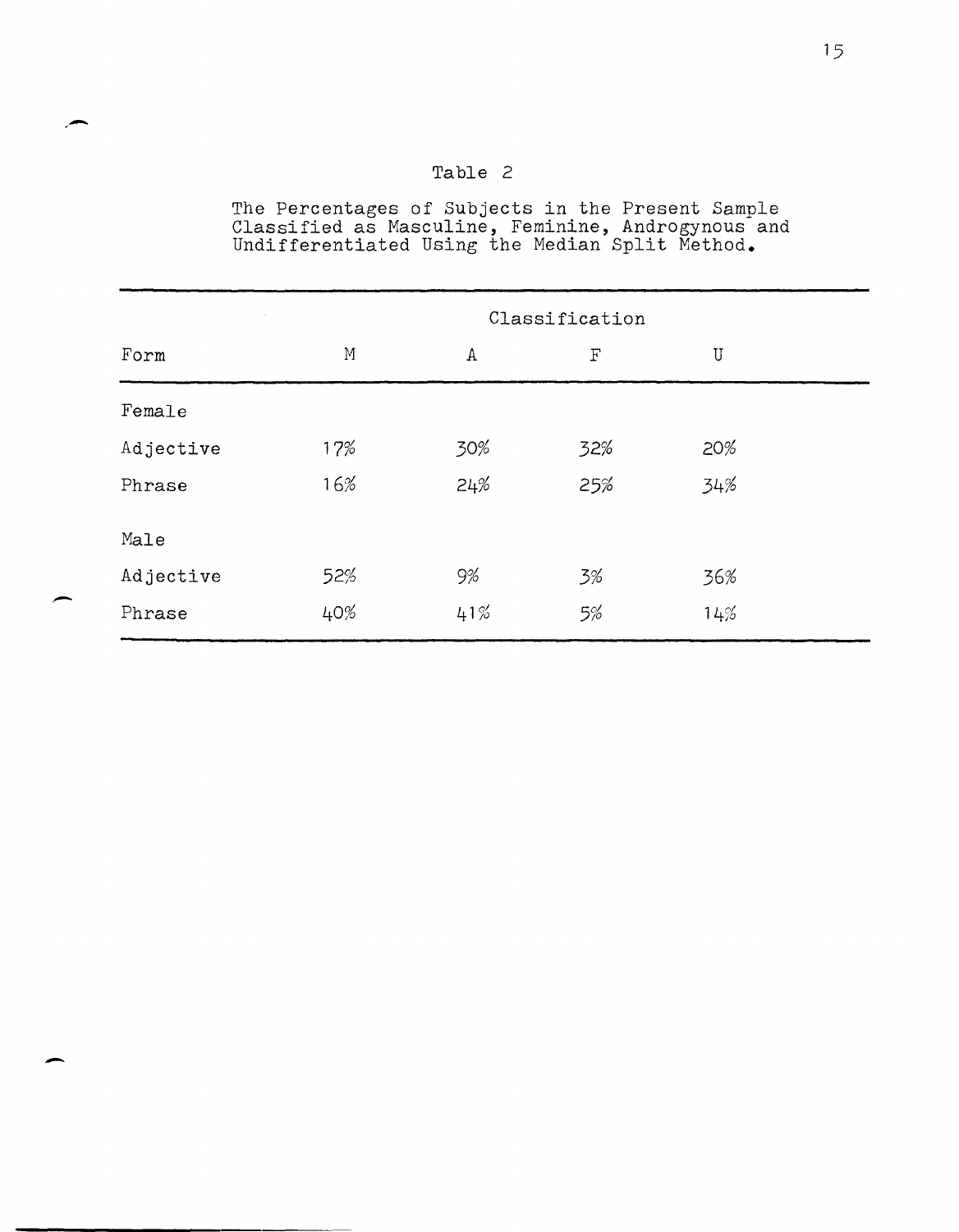Table 2

The Percentages of Subjects in the Present Sample Classified as Masculine, Feminine, Androgynous and Undifferentiated Using the Median Split Method.

| | Classification | | | |
|---|---|---|---|---|
| Form | M | A | F | U |
| Female | | | | |
| Adjective | 17% | 30% | 32% | 20% |
| Phrase | 16% | 24% | 25% | 34% |
| Male | | | | |
| Adjective | 52% | 9% | 3% | 36% |
| Phrase | 40% | 41% | 5% | 14% |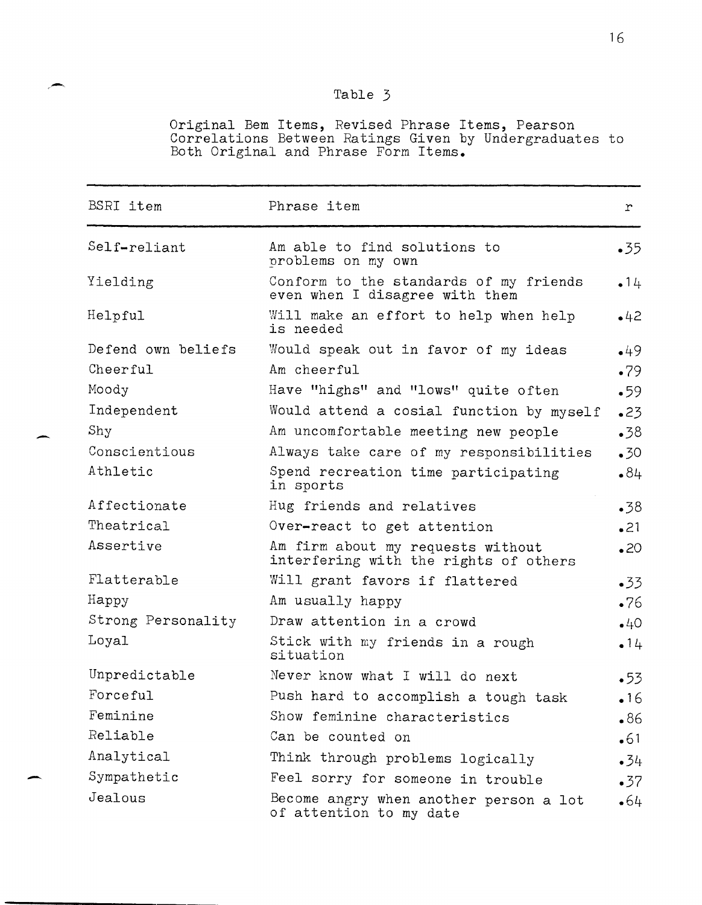Table 3

Original Bem Items, Revised Phrase Items, Pearson Correlations Between Ratings Given by Undergraduates to Both Original and Phrase Form Items.

| BSRI item | Phrase item | r |
|---|---|---|
| Self-reliant | Am able to find solutions to problems on my own | .35 |
| Yielding | Conform to the standards of my friends even when I disagree with them | .14 |
| Helpful | Will make an effort to help when help is needed | .42 |
| Defend own beliefs | Would speak out in favor of my ideas | .49 |
| Cheerful | Am cheerful | .79 |
| Moody | Have "highs" and "lows" quite often | .59 |
| Independent | Would attend a cosial function by myself | .23 |
| Shy | Am uncomfortable meeting new people | .38 |
| Conscientious | Always take care of my responsibilities | .30 |
| Athletic | Spend recreation time participating in sports | .84 |
| Affectionate | Hug friends and relatives | .38 |
| Theatrical | Over-react to get attention | .21 |
| Assertive | Am firm about my requests without interfering with the rights of others | .20 |
| Flatterable | Will grant favors if flattered | .33 |
| Happy | Am usually happy | .76 |
| Strong Personality | Draw attention in a crowd | .40 |
| Loyal | Stick with my friends in a rough situation | .14 |
| Unpredictable | Never know what I will do next | .53 |
| Forceful | Push hard to accomplish a tough task | .16 |
| Feminine | Show feminine characteristics | .86 |
| Reliable | Can be counted on | .61 |
| Analytical | Think through problems logically | .34 |
| Sympathetic | Feel sorry for someone in trouble | .37 |
| Jealous | Become angry when another person a lot of attention to my date | .64 |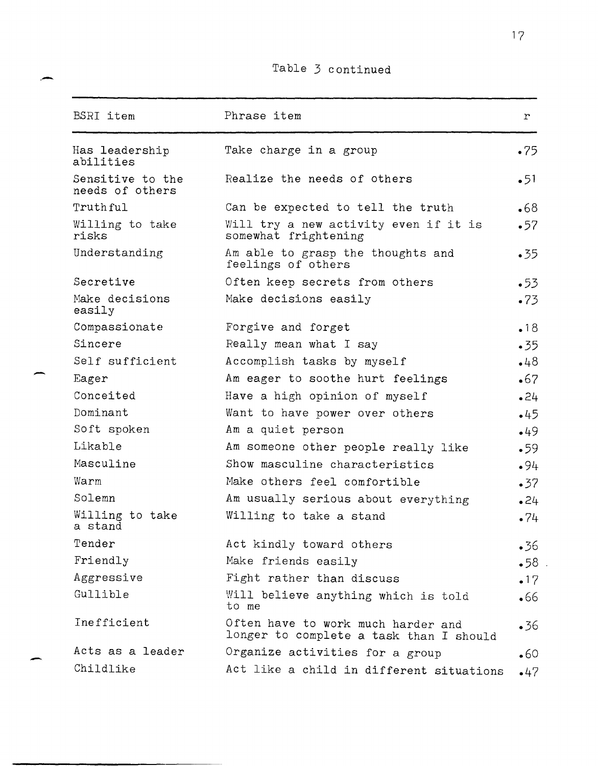Table 3 continued

| BSRI item | Phrase item | r |
|---|---|---|
| Has leadership abilities | Take charge in a group | .75 |
| Sensitive to the needs of others | Realize the needs of others | .51 |
| Truthful | Can be expected to tell the truth | .68 |
| Willing to take risks | Will try a new activity even if it is somewhat frightening | .57 |
| Understanding | Am able to grasp the thoughts and feelings of others | .35 |
| Secretive | Often keep secrets from others | .53 |
| Make decisions easily | Make decisions easily | .73 |
| Compassionate | Forgive and forget | .18 |
| Sincere | Really mean what I say | .35 |
| Self sufficient | Accomplish tasks by myself | .48 |
| Eager | Am eager to soothe hurt feelings | .67 |
| Conceited | Have a high opinion of myself | .24 |
| Dominant | Want to have power over others | .45 |
| Soft spoken | Am a quiet person | .49 |
| Likable | Am someone other people really like | .59 |
| Masculine | Show masculine characteristics | .94 |
| Warm | Make others feel comfortible | .37 |
| Solemn | Am usually serious about everything | .24 |
| Willing to take a stand | Willing to take a stand | .74 |
| Tender | Act kindly toward others | .36 |
| Friendly | Make friends easily | .58 |
| Aggressive | Fight rather than discuss | .17 |
| Gullible | Will believe anything which is told to me | .66 |
| Inefficient | Often have to work much harder and longer to complete a task than I should | .36 |
| Acts as a leader | Organize activities for a group | .60 |
| Childlike | Act like a child in different situations | .47 |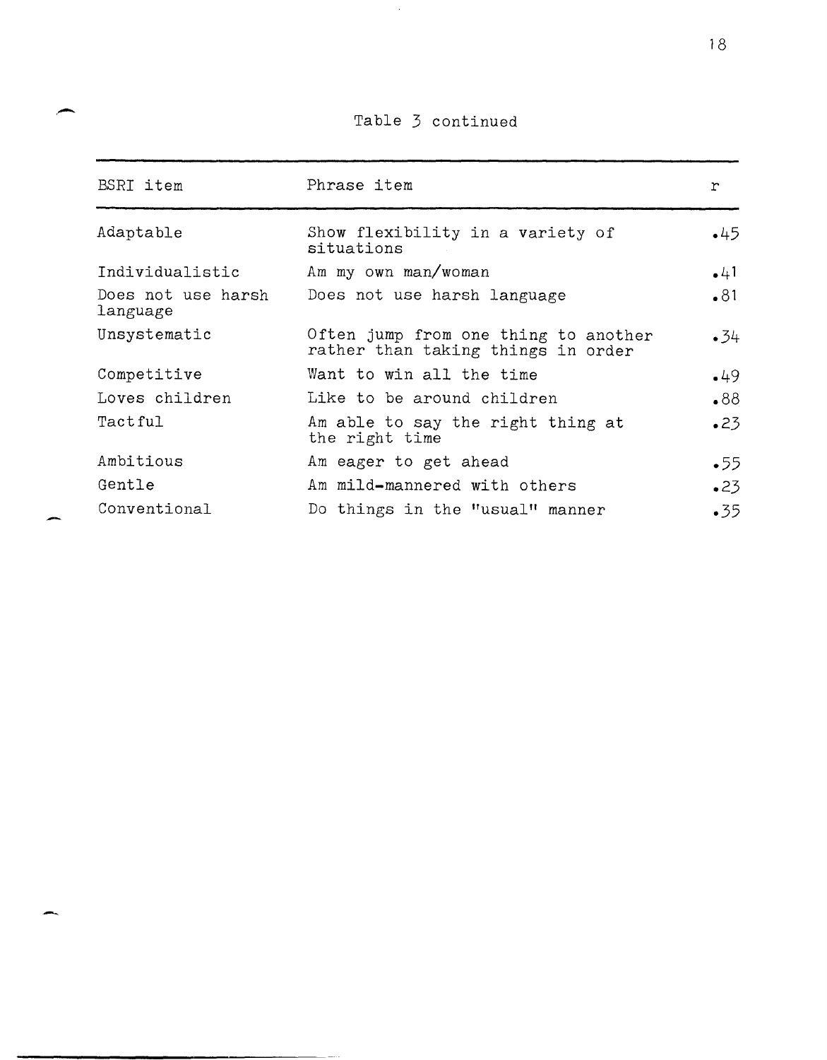Table 3 continued

| BSRI item | Phrase item | r |
|---|---|---|
| Adaptable | Show flexibility in a variety of situations | .45 |
| Individualistic | Am my own man/woman | .41 |
| Does not use harsh language | Does not use harsh language | .81 |
| Unsystematic | Often jump from one thing to another rather than taking things in order | .34 |
| Competitive | Want to win all the time | .49 |
| Loves children | Like to be around children | .88 |
| Tactful | Am able to say the right thing at the right time | .23 |
| Ambitious | Am eager to get ahead | .55 |
| Gentle | Am mild-mannered with others | .23 |
| Conventional | Do things in the "usual" manner | .35 |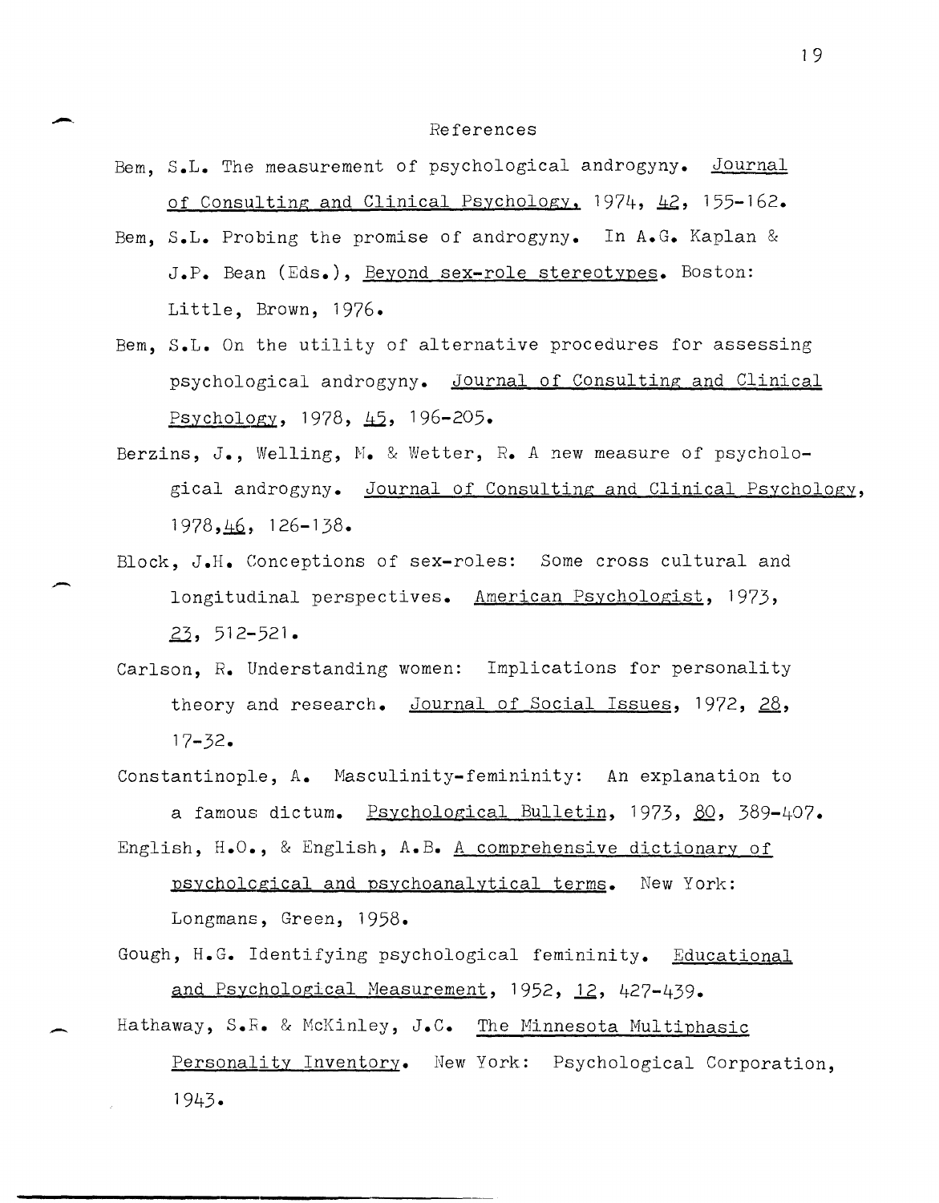## References

Bem, S.L. The measurement of psychological androgyny. Journal of Consulting and Clinical Psychology, 1974, 42, 155-162.

Bem, S.L. Probing the promise of androgyny. In A.G. Kaplan & J.P. Bean (Eds.), Beyond sex-role stereotypes. Boston: Little, Brown, 1976.

Bem, S.L. On the utility of alternative procedures for assessing psychological androgyny. Journal of Consulting and Clinical Psychology, 1978, 45, 196-205.

Berzins, J., Welling, M. & Wetter, R. A new measure of psychological androgyny. Journal of Consulting and Clinical Psychology, 1978, 46, 126-138.

Block, J.H. Conceptions of sex-roles: Some cross cultural and longitudinal perspectives. American Psychologist, 1973, 23, 512-521.

Carlson, R. Understanding women: Implications for personality theory and research. Journal of Social Issues, 1972, 28, 17-32.

Constantinople, A. Masculinity-femininity: An explanation to a famous dictum. Psychological Bulletin, 1973, 80, 389-407.

English, H.O., & English, A.B. A comprehensive dictionary of psycholcgical and psychoanalytical terms. New York: Longmans, Green, 1958.

Gough, H.G. Identifying psychological femininity. Educational and Psychological Measurement, 1952, 12, 427-439.

Hathaway, S.R. & McKinley, J.C. The Minnesota Multiphasic Personality Inventory. New York: Psychological Corporation, 1943.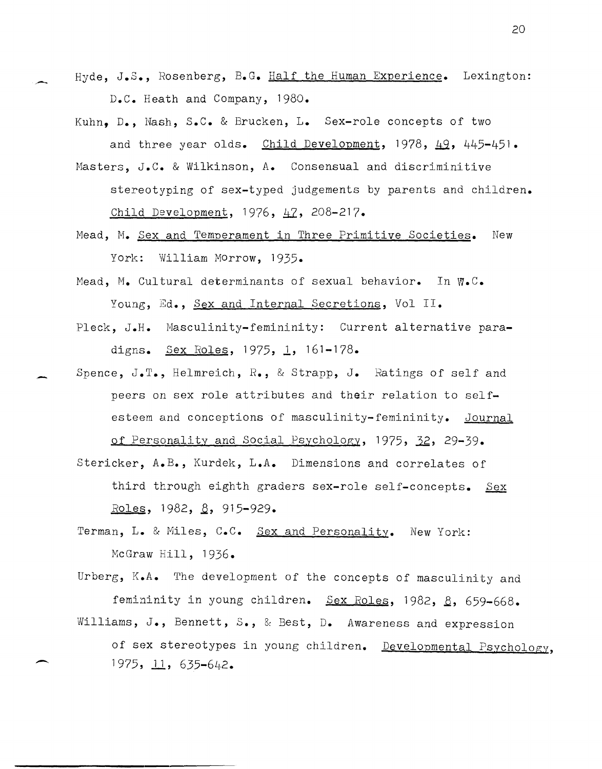Hyde, J.S., Rosenberg, B.G. Half the Human Experience. Lexington: D.C. Heath and Company, 1980.

Kuhn, D., Nash, S.C. & Brucken, L. Sex-role concepts of two and three year olds. Child Development, 1978, 49, 445-451.

Masters, J.C. & Wilkinson, A. Consensual and discriminitive stereotyping of sex-typed judgements by parents and children. Child Development, 1976, 47, 208-217.

Mead, M. Sex and Temperament in Three Primitive Societies. New York: William Morrow, 1935.

Mead, M. Cultural determinants of sexual behavior. In W.C. Young, Ed., Sex and Internal Secretions, Vol II.

Pleck, J.H. Masculinity-femininity: Current alternative paradigns. Sex Roles, 1975, 1, 161-178.

Spence, J.T., Helmreich, R., & Strapp, J. Ratings of self and peers on sex role attributes and their relation to self-esteem and conceptions of masculinity-femininity. Journal of Personality and Social Psychology, 1975, 32, 29-39.

Stericker, A.B., Kurdek, L.A. Dimensions and correlates of third through eighth graders sex-role self-concepts. Sex Roles, 1982, 8, 915-929.

Terman, L. & Miles, C.C. Sex and Personality. New York: McGraw Hill, 1936.

Urberg, K.A. The development of the concepts of masculinity and femininity in young children. Sex Roles, 1982, 8, 659-668.

Williams, J., Bennett, S., & Best, D. Awareness and expression of sex stereotypes in young children. Developmental Psychology, 1975, 11, 635-642.